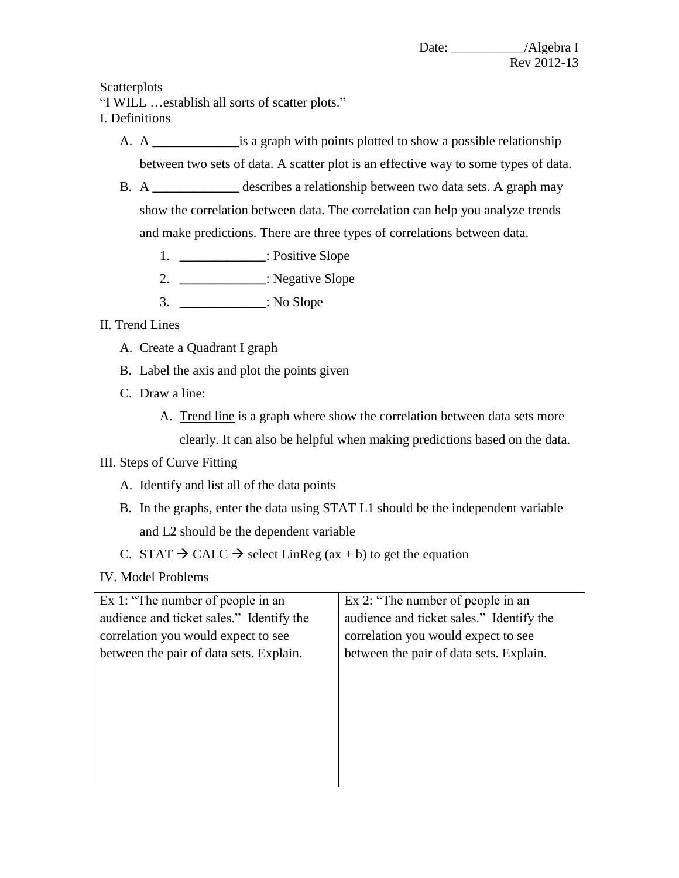Date: ___________/Algebra I
Rev 2012-13

Scatterplots

"I WILL …establish all sorts of scatter plots."

I. Definitions

A. A _____________is a graph with points plotted to show a possible relationship between two sets of data. A scatter plot is an effective way to some types of data.

B. A _____________ describes a relationship between two data sets. A graph may show the correlation between data. The correlation can help you analyze trends and make predictions. There are three types of correlations between data.

1. _____________: Positive Slope
2. _____________: Negative Slope
3. _____________: No Slope

II. Trend Lines

A. Create a Quadrant I graph

B. Label the axis and plot the points given

C. Draw a line:

A. <u>Trend line</u> is a graph where show the correlation between data sets more clearly. It can also be helpful when making predictions based on the data.

III. Steps of Curve Fitting

A. Identify and list all of the data points

B. In the graphs, enter the data using STAT L1 should be the independent variable and L2 should be the dependent variable

C. STAT → CALC → select LinReg (ax + b) to get the equation

IV. Model Problems

| Ex 1: "The number of people in an audience and ticket sales." Identify the correlation you would expect to see between the pair of data sets. Explain. | Ex 2: "The number of people in an audience and ticket sales." Identify the correlation you would expect to see between the pair of data sets. Explain. |
|---|---|
| | |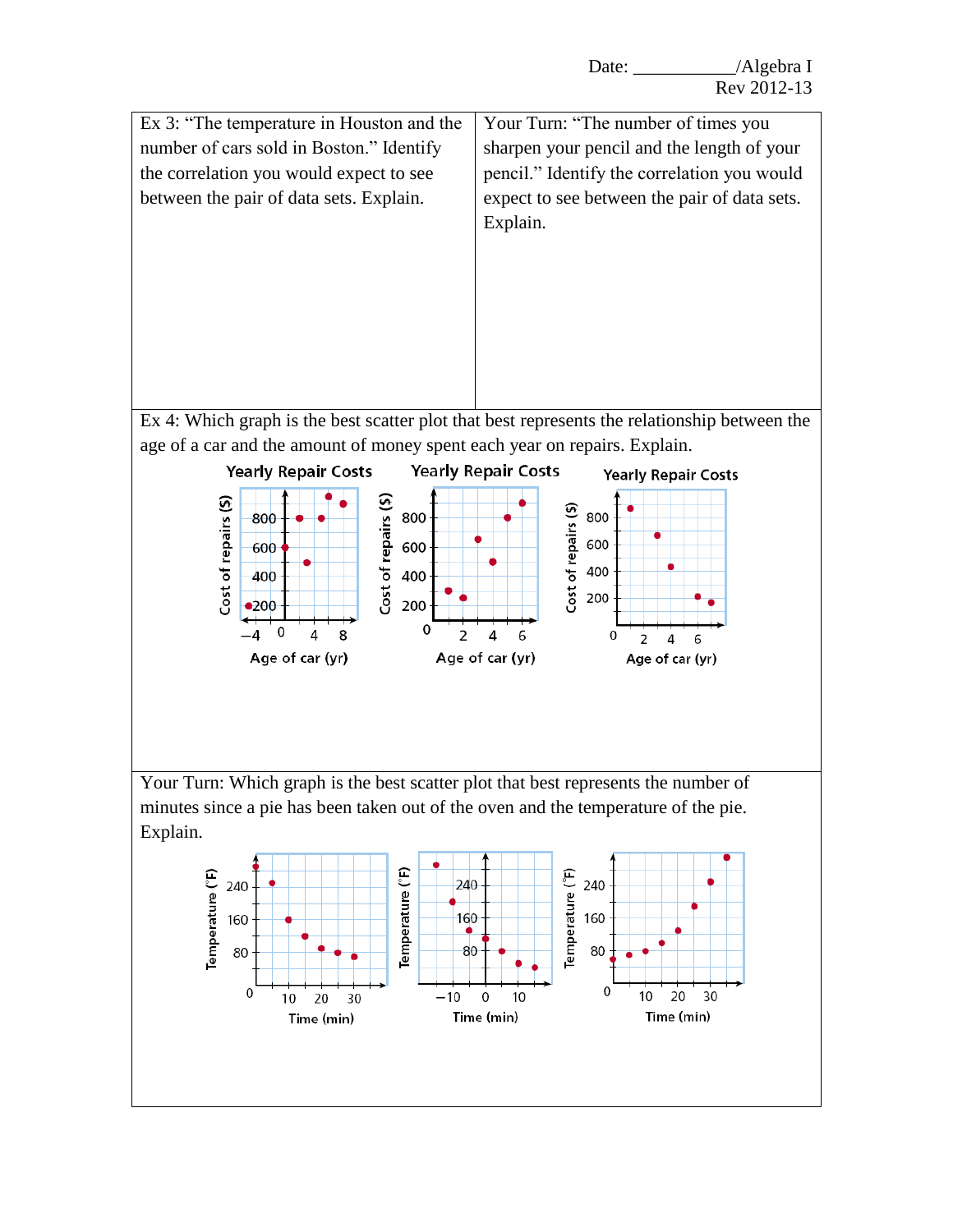Date: ___________/Algebra I
Rev 2012-13

| Ex 3: "The temperature in Houston and the number of cars sold in Boston." Identify the correlation you would expect to see between the pair of data sets. Explain. | Your Turn: "The number of times you sharpen your pencil and the length of your pencil." Identify the correlation you would expect to see between the pair of data sets. Explain. |
|---|---|

Ex 4: Which graph is the best scatter plot that best represents the relationship between the age of a car and the amount of money spent each year on repairs. Explain.

Yearly Repair Costs — Cost of repairs ($) vs. Age of car (yr)

Yearly Repair Costs — Cost of repairs ($) vs. Age of car (yr)

Yearly Repair Costs — Cost of repairs ($) vs. Age of car (yr)

Your Turn: Which graph is the best scatter plot that best represents the number of minutes since a pie has been taken out of the oven and the temperature of the pie. Explain.

Temperature (°F) vs. Time (min)

Temperature (°F) vs. Time (min)

Temperature (°F) vs. Time (min)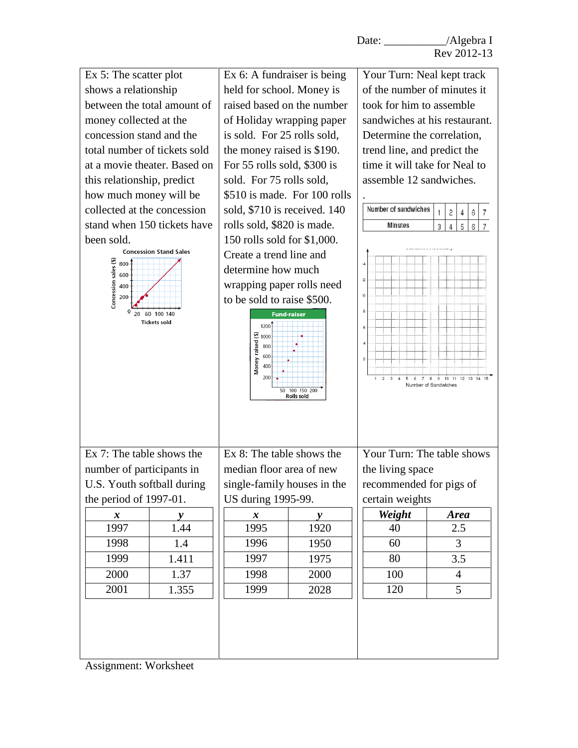Date: ___________/Algebra I
Rev 2012-13

Ex 5: The scatter plot shows a relationship between the total amount of money collected at the concession stand and the total number of tickets sold at a movie theater. Based on this relationship, predict how much money will be collected at the concession stand when 150 tickets have been sold.

Concession Stand Sales
Concession sales ($)
800
600
400
200
0
20 60 100 140
Tickets sold

Ex 6: A fundraiser is being held for school. Money is raised based on the number of Holiday wrapping paper is sold. For 25 rolls sold, the money raised is $190. For 55 rolls sold, $300 is sold. For 75 rolls sold, $510 is made. For 100 rolls sold, $710 is received. 140 rolls sold, $820 is made. 150 rolls sold for $1,000. Create a trend line and determine how much wrapping paper rolls need to be sold to raise $500.

Fund-raiser
Money raised ($)
1200
1000
800
600
400
200
50 100 150 200
Rolls sold

Your Turn: Neal kept track of the number of minutes it took for him to assemble sandwiches at his restaurant. Determine the correlation, trend line, and predict the time it will take for Neal to assemble 12 sandwiches.

.

| Number of sandwiches | 1 | 2 | 4 | 6 | 7 |
|---|---|---|---|---|---|
| Minutes | 3 | 4 | 5 | 6 | 7 |

14
12
10
8
6
4
2
1 2 3 4 5 6 7 8 9 10 11 12 13 14 15
Number of Sandwiches

Ex 7: The table shows the number of participants in U.S. Youth softball during the period of 1997-01.

| *x* | *y* |
|---|---|
| 1997 | 1.44 |
| 1998 | 1.4 |
| 1999 | 1.411 |
| 2000 | 1.37 |
| 2001 | 1.355 |

Ex 8: The table shows the median floor area of new single-family houses in the US during 1995-99.

| *x* | *y* |
|---|---|
| 1995 | 1920 |
| 1996 | 1950 |
| 1997 | 1975 |
| 1998 | 2000 |
| 1999 | 2028 |

Your Turn: The table shows the living space recommended for pigs of certain weights

| *Weight* | *Area* |
|---|---|
| 40 | 2.5 |
| 60 | 3 |
| 80 | 3.5 |
| 100 | 4 |
| 120 | 5 |

Assignment: Worksheet